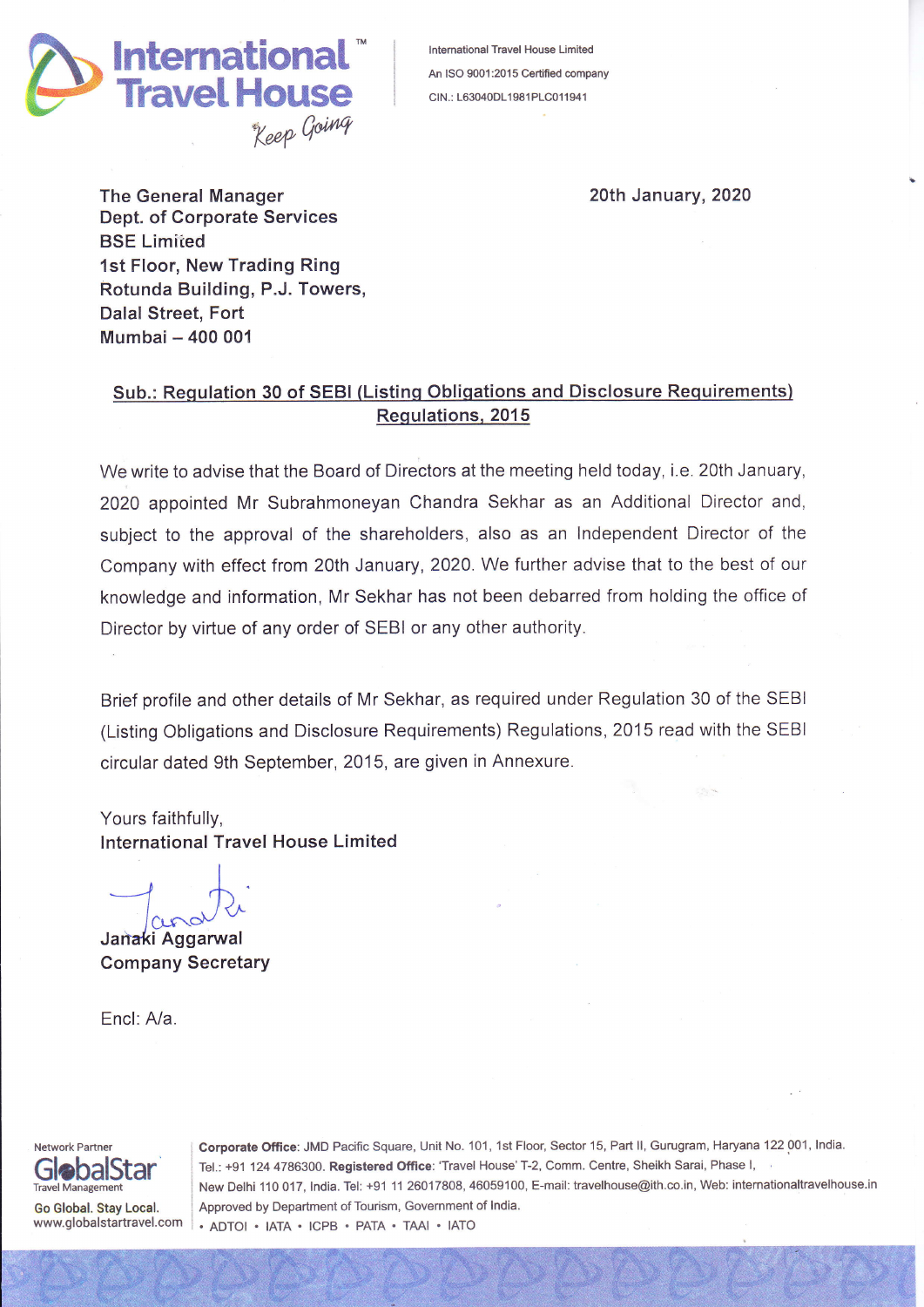**International Travel House**
*Keep Going*

International Travel House Limited
An ISO 9001:2015 Certified company
CIN.: L63040DL1981PLC011941

**The General Manager**
**Dept. of Corporate Services**
**BSE Limited**
**1st Floor, New Trading Ring**
**Rotunda Building, P.J. Towers,**
**Dalal Street, Fort**
**Mumbai – 400 001**

**20th January, 2020**

**Sub.: Regulation 30 of SEBI (Listing Obligations and Disclosure Requirements) Regulations, 2015**

We write to advise that the Board of Directors at the meeting held today, i.e. 20th January, 2020 appointed Mr Subrahmoneyan Chandra Sekhar as an Additional Director and, subject to the approval of the shareholders, also as an Independent Director of the Company with effect from 20th January, 2020. We further advise that to the best of our knowledge and information, Mr Sekhar has not been debarred from holding the office of Director by virtue of any order of SEBI or any other authority.

Brief profile and other details of Mr Sekhar, as required under Regulation 30 of the SEBI (Listing Obligations and Disclosure Requirements) Regulations, 2015 read with the SEBI circular dated 9th September, 2015, are given in Annexure.

Yours faithfully,
**International Travel House Limited**

**Janaki Aggarwal**
**Company Secretary**

Encl: A/a.

Network Partner
GlobalStar
Travel Management
Go Global. Stay Local.
www.globalstartravel.com

**Corporate Office**: JMD Pacific Square, Unit No. 101, 1st Floor, Sector 15, Part II, Gurugram, Haryana 122 001, India. Tel.: +91 124 4786300. **Registered Office**: 'Travel House' T-2, Comm. Centre, Sheikh Sarai, Phase I, New Delhi 110 017, India. Tel: +91 11 26017808, 46059100, E-mail: travelhouse@ith.co.in, Web: internationaltravelhouse.in
Approved by Department of Tourism, Government of India.
• ADTOI • IATA • ICPB • PATA • TAAI • IATO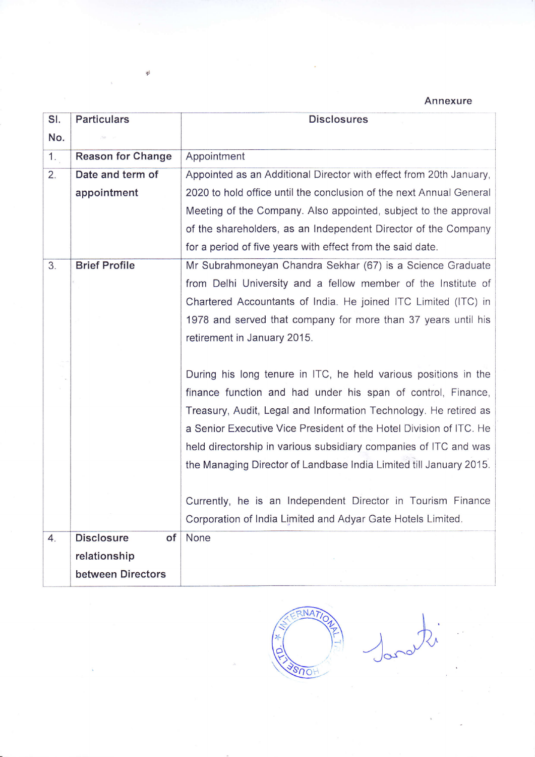Annexure

| Sl. No. | Particulars | Disclosures |
|---|---|---|
| 1. | **Reason for Change** | Appointment |
| 2. | **Date and term of appointment** | Appointed as an Additional Director with effect from 20th January, 2020 to hold office until the conclusion of the next Annual General Meeting of the Company. Also appointed, subject to the approval of the shareholders, as an Independent Director of the Company for a period of five years with effect from the said date. |
| 3. | **Brief Profile** | Mr Subrahmoneyan Chandra Sekhar (67) is a Science Graduate from Delhi University and a fellow member of the Institute of Chartered Accountants of India. He joined ITC Limited (ITC) in 1978 and served that company for more than 37 years until his retirement in January 2015.<br><br>During his long tenure in ITC, he held various positions in the finance function and had under his span of control, Finance, Treasury, Audit, Legal and Information Technology. He retired as a Senior Executive Vice President of the Hotel Division of ITC. He held directorship in various subsidiary companies of ITC and was the Managing Director of Landbase India Limited till January 2015.<br><br>Currently, he is an Independent Director in Tourism Finance Corporation of India Limited and Adyar Gate Hotels Limited. |
| 4. | **Disclosure of relationship between Directors** | None |